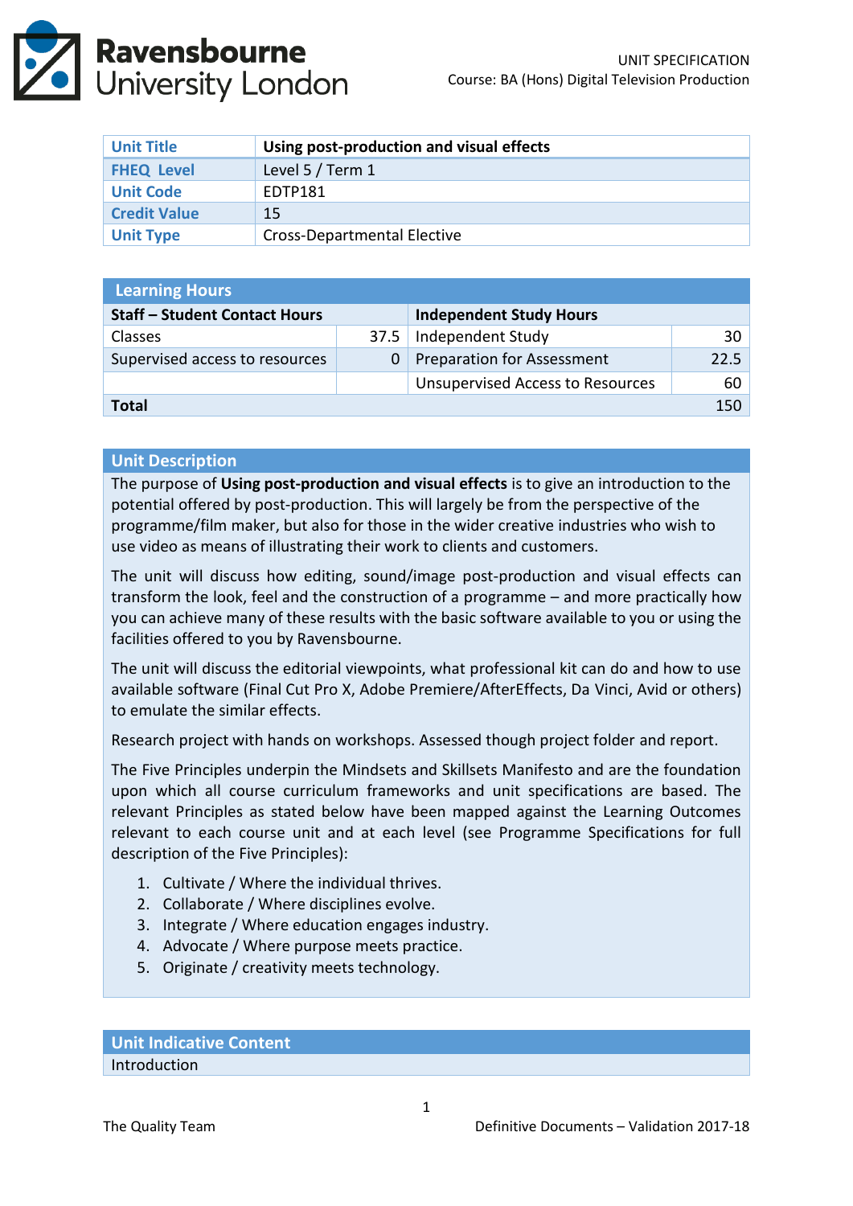UNIT SPECIFICATION
Course: BA (Hons) Digital Television Production

| Unit Title | Using post-production and visual effects |
|---|---|
| FHEQ Level | Level 5 / Term 1 |
| Unit Code | EDTP181 |
| Credit Value | 15 |
| Unit Type | Cross-Departmental Elective |

| Learning Hours | | | |
|---|---|---|---|
| **Staff – Student Contact Hours** | | **Independent Study Hours** | |
| Classes | 37.5 | Independent Study | 30 |
| Supervised access to resources | 0 | Preparation for Assessment | 22.5 |
| | | Unsupervised Access to Resources | 60 |
| **Total** | | | 150 |

## Unit Description

The purpose of **Using post-production and visual effects** is to give an introduction to the potential offered by post-production. This will largely be from the perspective of the programme/film maker, but also for those in the wider creative industries who wish to use video as means of illustrating their work to clients and customers.

The unit will discuss how editing, sound/image post-production and visual effects can transform the look, feel and the construction of a programme – and more practically how you can achieve many of these results with the basic software available to you or using the facilities offered to you by Ravensbourne.

The unit will discuss the editorial viewpoints, what professional kit can do and how to use available software (Final Cut Pro X, Adobe Premiere/AfterEffects, Da Vinci, Avid or others) to emulate the similar effects.

Research project with hands on workshops. Assessed though project folder and report.

The Five Principles underpin the Mindsets and Skillsets Manifesto and are the foundation upon which all course curriculum frameworks and unit specifications are based. The relevant Principles as stated below have been mapped against the Learning Outcomes relevant to each course unit and at each level (see Programme Specifications for full description of the Five Principles):

1. Cultivate / Where the individual thrives.
2. Collaborate / Where disciplines evolve.
3. Integrate / Where education engages industry.
4. Advocate / Where purpose meets practice.
5. Originate / creativity meets technology.

## Unit Indicative Content

Introduction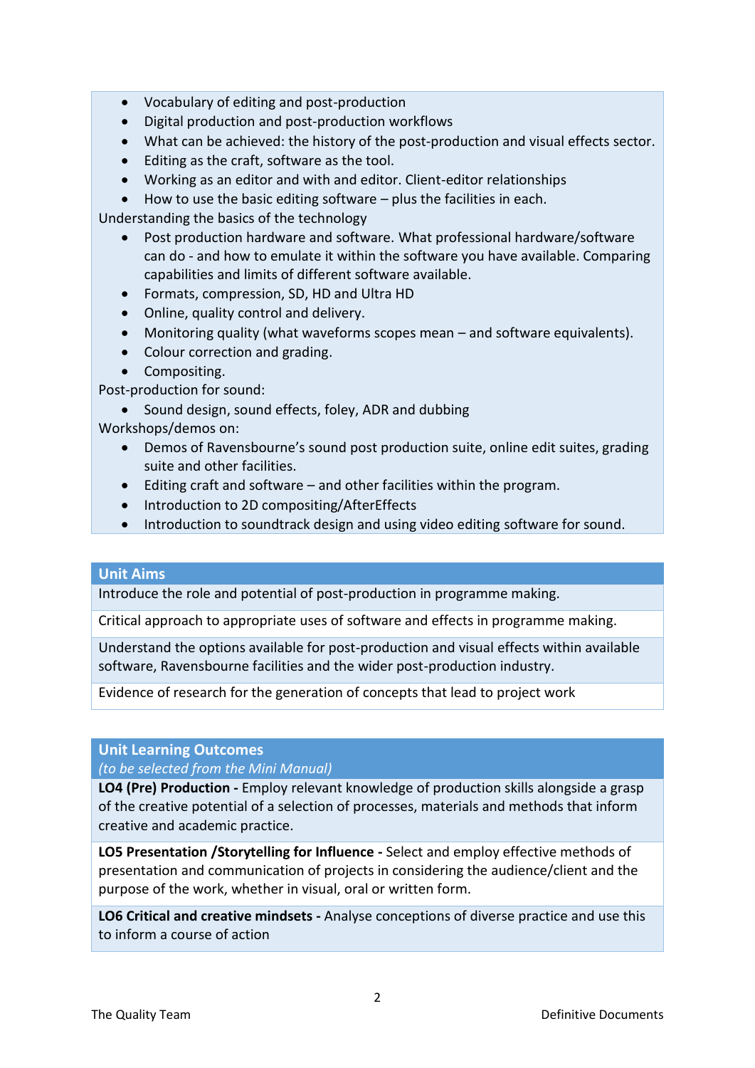- Vocabulary of editing and post-production
- Digital production and post-production workflows
- What can be achieved: the history of the post-production and visual effects sector.
- Editing as the craft, software as the tool.
- Working as an editor and with and editor. Client-editor relationships
- How to use the basic editing software – plus the facilities in each.

Understanding the basics of the technology

- Post production hardware and software. What professional hardware/software can do - and how to emulate it within the software you have available. Comparing capabilities and limits of different software available.
- Formats, compression, SD, HD and Ultra HD
- Online, quality control and delivery.
- Monitoring quality (what waveforms scopes mean – and software equivalents).
- Colour correction and grading.
- Compositing.

Post-production for sound:

- Sound design, sound effects, foley, ADR and dubbing

Workshops/demos on:

- Demos of Ravensbourne's sound post production suite, online edit suites, grading suite and other facilities.
- Editing craft and software – and other facilities within the program.
- Introduction to 2D compositing/AfterEffects
- Introduction to soundtrack design and using video editing software for sound.

## Unit Aims

Introduce the role and potential of post-production in programme making.

Critical approach to appropriate uses of software and effects in programme making.

Understand the options available for post-production and visual effects within available software, Ravensbourne facilities and the wider post-production industry.

Evidence of research for the generation of concepts that lead to project work

## Unit Learning Outcomes

*(to be selected from the Mini Manual)*

**LO4 (Pre) Production -** Employ relevant knowledge of production skills alongside a grasp of the creative potential of a selection of processes, materials and methods that inform creative and academic practice.

**LO5 Presentation /Storytelling for Influence -** Select and employ effective methods of presentation and communication of projects in considering the audience/client and the purpose of the work, whether in visual, oral or written form.

**LO6 Critical and creative mindsets -** Analyse conceptions of diverse practice and use this to inform a course of action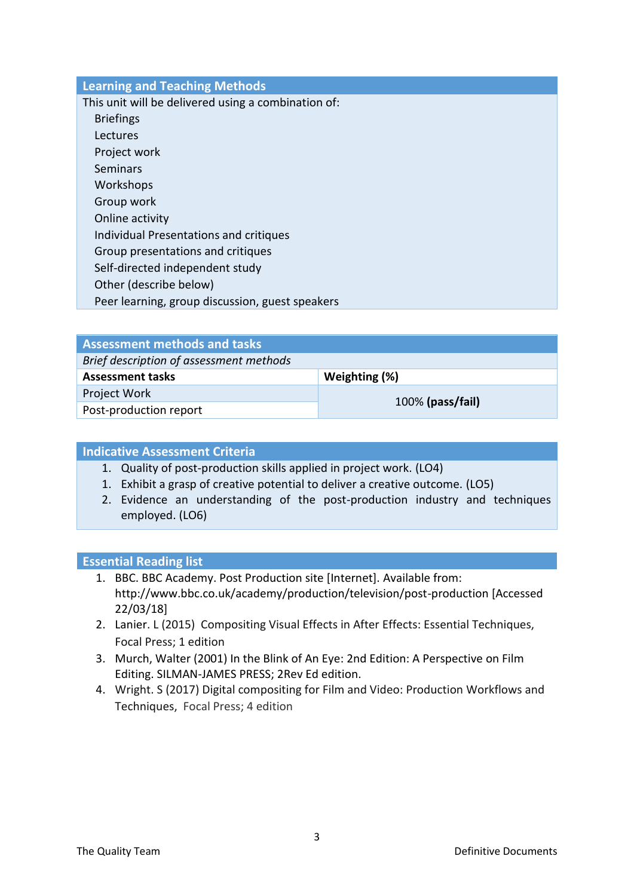## Learning and Teaching Methods

This unit will be delivered using a combination of:

- Briefings
- Lectures
- Project work
- Seminars
- Workshops
- Group work
- Online activity
- Individual Presentations and critiques
- Group presentations and critiques
- Self-directed independent study
- Other (describe below)
- Peer learning, group discussion, guest speakers

## Assessment methods and tasks

*Brief description of assessment methods*

| Assessment tasks | Weighting (%) |
|---|---|
| Project Work | 100% **(pass/fail)** |
| Post-production report | |

## Indicative Assessment Criteria

1. Quality of post-production skills applied in project work. (LO4)
1. Exhibit a grasp of creative potential to deliver a creative outcome. (LO5)
2. Evidence an understanding of the post-production industry and techniques employed. (LO6)

## Essential Reading list

1. BBC. BBC Academy. Post Production site [Internet]. Available from: http://www.bbc.co.uk/academy/production/television/post-production [Accessed 22/03/18]
2. Lanier. L (2015) Compositing Visual Effects in After Effects: Essential Techniques, Focal Press; 1 edition
3. Murch, Walter (2001) In the Blink of An Eye: 2nd Edition: A Perspective on Film Editing. SILMAN-JAMES PRESS; 2Rev Ed edition.
4. Wright. S (2017) Digital compositing for Film and Video: Production Workflows and Techniques, Focal Press; 4 edition